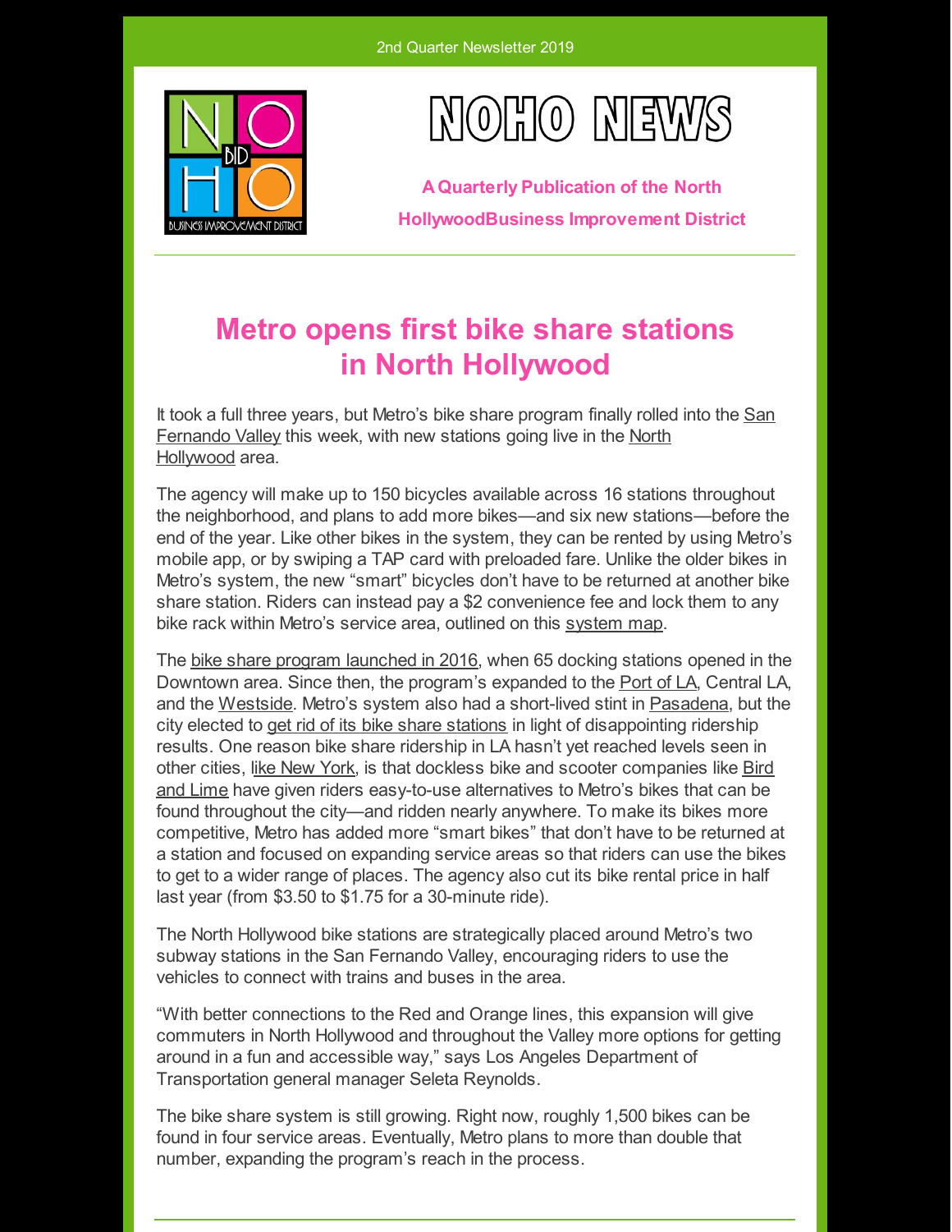2nd Quarter Newsletter 2019

# NOHO NEWS

**A Quarterly Publication of the North HollywoodBusiness Improvement District**

## Metro opens first bike share stations in North Hollywood

It took a full three years, but Metro's bike share program finally rolled into the San Fernando Valley this week, with new stations going live in the North Hollywood area.

The agency will make up to 150 bicycles available across 16 stations throughout the neighborhood, and plans to add more bikes—and six new stations—before the end of the year. Like other bikes in the system, they can be rented by using Metro's mobile app, or by swiping a TAP card with preloaded fare. Unlike the older bikes in Metro's system, the new "smart" bicycles don't have to be returned at another bike share station. Riders can instead pay a $2 convenience fee and lock them to any bike rack within Metro's service area, outlined on this system map.

The bike share program launched in 2016, when 65 docking stations opened in the Downtown area. Since then, the program's expanded to the Port of LA, Central LA, and the Westside. Metro's system also had a short-lived stint in Pasadena, but the city elected to get rid of its bike share stations in light of disappointing ridership results. One reason bike share ridership in LA hasn't yet reached levels seen in other cities, like New York, is that dockless bike and scooter companies like Bird and Lime have given riders easy-to-use alternatives to Metro's bikes that can be found throughout the city—and ridden nearly anywhere. To make its bikes more competitive, Metro has added more "smart bikes" that don't have to be returned at a station and focused on expanding service areas so that riders can use the bikes to get to a wider range of places. The agency also cut its bike rental price in half last year (from $3.50 to $1.75 for a 30-minute ride).

The North Hollywood bike stations are strategically placed around Metro's two subway stations in the San Fernando Valley, encouraging riders to use the vehicles to connect with trains and buses in the area.

"With better connections to the Red and Orange lines, this expansion will give commuters in North Hollywood and throughout the Valley more options for getting around in a fun and accessible way," says Los Angeles Department of Transportation general manager Seleta Reynolds.

The bike share system is still growing. Right now, roughly 1,500 bikes can be found in four service areas. Eventually, Metro plans to more than double that number, expanding the program's reach in the process.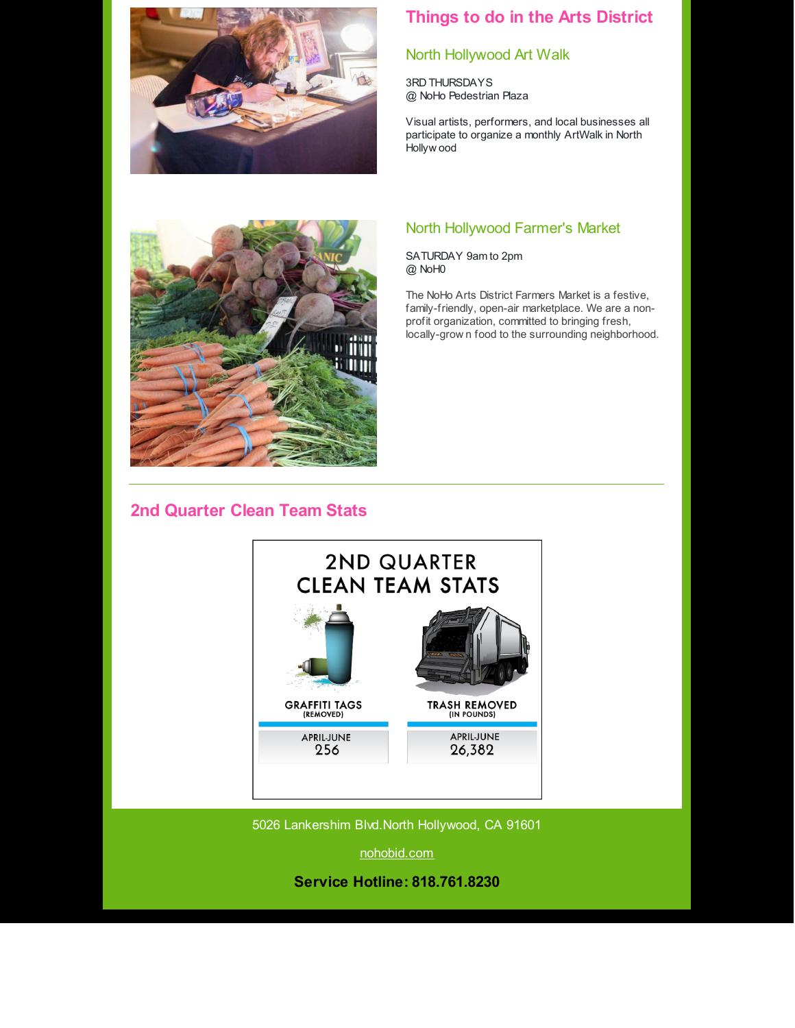## Things to do in the Arts District

### North Hollywood Art Walk

3RD THURSDAYS
@ NoHo Pedestrian Plaza

Visual artists, performers, and local businesses all participate to organize a monthly ArtWalk in North Hollywood

### North Hollywood Farmer's Market

SATURDAY 9am to 2pm
@ NoH0

The NoHo Arts District Farmers Market is a festive, family-friendly, open-air marketplace. We are a non-profit organization, committed to bringing fresh, locally-grown food to the surrounding neighborhood.

---

## 2nd Quarter Clean Team Stats

2ND QUARTER CLEAN TEAM STATS

GRAFFITI TAGS (REMOVED)
APRIL-JUNE
256

TRASH REMOVED (IN POUNDS)
APRIL-JUNE
26,382

5026 Lankershim Blvd.North Hollywood, CA 91601

nohobid.com

**Service Hotline: 818.761.8230**